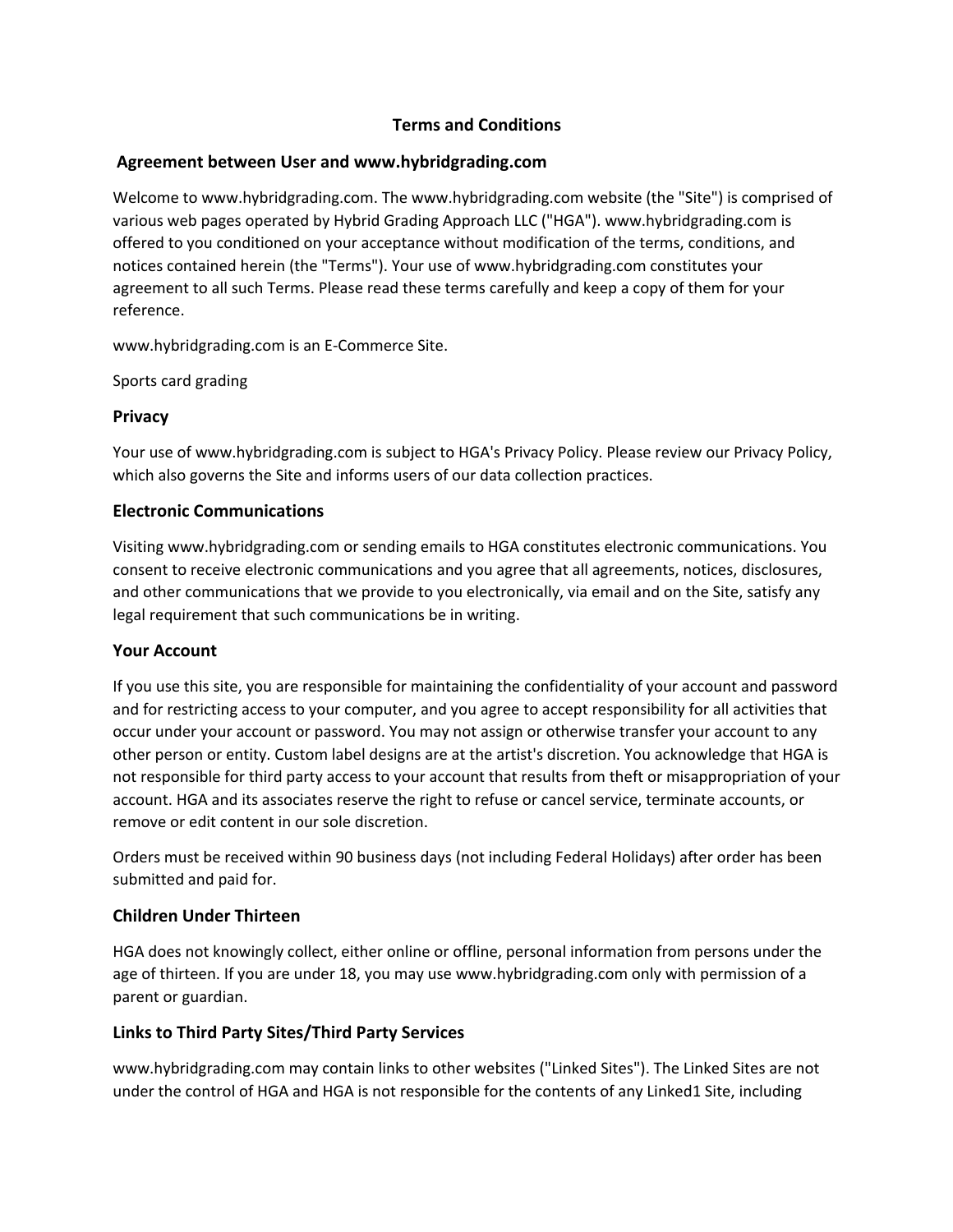# Terms and Conditions

## Agreement between User and www.hybridgrading.com

Welcome to www.hybridgrading.com. The www.hybridgrading.com website (the "Site") is comprised of various web pages operated by Hybrid Grading Approach LLC ("HGA"). www.hybridgrading.com is offered to you conditioned on your acceptance without modification of the terms, conditions, and notices contained herein (the "Terms"). Your use of www.hybridgrading.com constitutes your agreement to all such Terms. Please read these terms carefully and keep a copy of them for your reference.

www.hybridgrading.com is an E-Commerce Site.

Sports card grading

### Privacy

Your use of www.hybridgrading.com is subject to HGA's Privacy Policy. Please review our Privacy Policy, which also governs the Site and informs users of our data collection practices.

### Electronic Communications

Visiting www.hybridgrading.com or sending emails to HGA constitutes electronic communications. You consent to receive electronic communications and you agree that all agreements, notices, disclosures, and other communications that we provide to you electronically, via email and on the Site, satisfy any legal requirement that such communications be in writing.

### Your Account

If you use this site, you are responsible for maintaining the confidentiality of your account and password and for restricting access to your computer, and you agree to accept responsibility for all activities that occur under your account or password. You may not assign or otherwise transfer your account to any other person or entity. Custom label designs are at the artist's discretion. You acknowledge that HGA is not responsible for third party access to your account that results from theft or misappropriation of your account. HGA and its associates reserve the right to refuse or cancel service, terminate accounts, or remove or edit content in our sole discretion.

Orders must be received within 90 business days (not including Federal Holidays) after order has been submitted and paid for.

### Children Under Thirteen

HGA does not knowingly collect, either online or offline, personal information from persons under the age of thirteen. If you are under 18, you may use www.hybridgrading.com only with permission of a parent or guardian.

### Links to Third Party Sites/Third Party Services

www.hybridgrading.com may contain links to other websites ("Linked Sites"). The Linked Sites are not under the control of HGA and HGA is not responsible for the contents of any Linked1 Site, including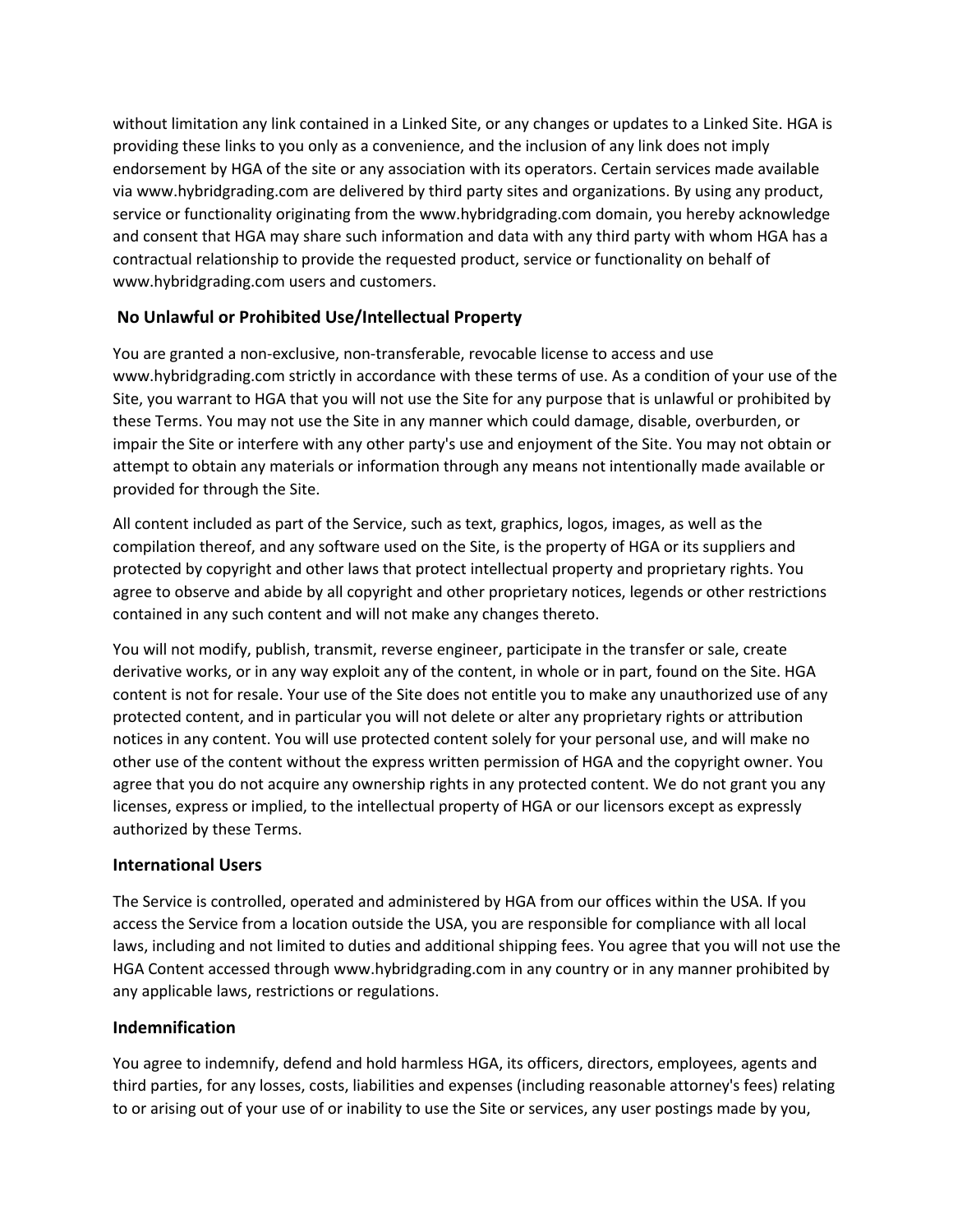without limitation any link contained in a Linked Site, or any changes or updates to a Linked Site. HGA is providing these links to you only as a convenience, and the inclusion of any link does not imply endorsement by HGA of the site or any association with its operators. Certain services made available via www.hybridgrading.com are delivered by third party sites and organizations. By using any product, service or functionality originating from the www.hybridgrading.com domain, you hereby acknowledge and consent that HGA may share such information and data with any third party with whom HGA has a contractual relationship to provide the requested product, service or functionality on behalf of www.hybridgrading.com users and customers.

## No Unlawful or Prohibited Use/Intellectual Property

You are granted a non-exclusive, non-transferable, revocable license to access and use www.hybridgrading.com strictly in accordance with these terms of use. As a condition of your use of the Site, you warrant to HGA that you will not use the Site for any purpose that is unlawful or prohibited by these Terms. You may not use the Site in any manner which could damage, disable, overburden, or impair the Site or interfere with any other party's use and enjoyment of the Site. You may not obtain or attempt to obtain any materials or information through any means not intentionally made available or provided for through the Site.

All content included as part of the Service, such as text, graphics, logos, images, as well as the compilation thereof, and any software used on the Site, is the property of HGA or its suppliers and protected by copyright and other laws that protect intellectual property and proprietary rights. You agree to observe and abide by all copyright and other proprietary notices, legends or other restrictions contained in any such content and will not make any changes thereto.

You will not modify, publish, transmit, reverse engineer, participate in the transfer or sale, create derivative works, or in any way exploit any of the content, in whole or in part, found on the Site. HGA content is not for resale. Your use of the Site does not entitle you to make any unauthorized use of any protected content, and in particular you will not delete or alter any proprietary rights or attribution notices in any content. You will use protected content solely for your personal use, and will make no other use of the content without the express written permission of HGA and the copyright owner. You agree that you do not acquire any ownership rights in any protected content. We do not grant you any licenses, express or implied, to the intellectual property of HGA or our licensors except as expressly authorized by these Terms.

## International Users

The Service is controlled, operated and administered by HGA from our offices within the USA. If you access the Service from a location outside the USA, you are responsible for compliance with all local laws, including and not limited to duties and additional shipping fees. You agree that you will not use the HGA Content accessed through www.hybridgrading.com in any country or in any manner prohibited by any applicable laws, restrictions or regulations.

## Indemnification

You agree to indemnify, defend and hold harmless HGA, its officers, directors, employees, agents and third parties, for any losses, costs, liabilities and expenses (including reasonable attorney's fees) relating to or arising out of your use of or inability to use the Site or services, any user postings made by you,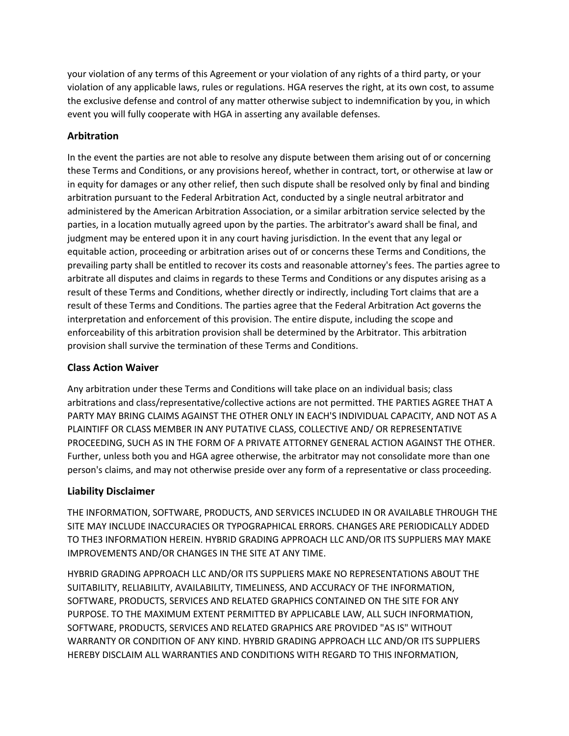your violation of any terms of this Agreement or your violation of any rights of a third party, or your violation of any applicable laws, rules or regulations. HGA reserves the right, at its own cost, to assume the exclusive defense and control of any matter otherwise subject to indemnification by you, in which event you will fully cooperate with HGA in asserting any available defenses.

### Arbitration

In the event the parties are not able to resolve any dispute between them arising out of or concerning these Terms and Conditions, or any provisions hereof, whether in contract, tort, or otherwise at law or in equity for damages or any other relief, then such dispute shall be resolved only by final and binding arbitration pursuant to the Federal Arbitration Act, conducted by a single neutral arbitrator and administered by the American Arbitration Association, or a similar arbitration service selected by the parties, in a location mutually agreed upon by the parties. The arbitrator's award shall be final, and judgment may be entered upon it in any court having jurisdiction. In the event that any legal or equitable action, proceeding or arbitration arises out of or concerns these Terms and Conditions, the prevailing party shall be entitled to recover its costs and reasonable attorney's fees. The parties agree to arbitrate all disputes and claims in regards to these Terms and Conditions or any disputes arising as a result of these Terms and Conditions, whether directly or indirectly, including Tort claims that are a result of these Terms and Conditions. The parties agree that the Federal Arbitration Act governs the interpretation and enforcement of this provision. The entire dispute, including the scope and enforceability of this arbitration provision shall be determined by the Arbitrator. This arbitration provision shall survive the termination of these Terms and Conditions.

### Class Action Waiver

Any arbitration under these Terms and Conditions will take place on an individual basis; class arbitrations and class/representative/collective actions are not permitted. THE PARTIES AGREE THAT A PARTY MAY BRING CLAIMS AGAINST THE OTHER ONLY IN EACH'S INDIVIDUAL CAPACITY, AND NOT AS A PLAINTIFF OR CLASS MEMBER IN ANY PUTATIVE CLASS, COLLECTIVE AND/ OR REPRESENTATIVE PROCEEDING, SUCH AS IN THE FORM OF A PRIVATE ATTORNEY GENERAL ACTION AGAINST THE OTHER. Further, unless both you and HGA agree otherwise, the arbitrator may not consolidate more than one person's claims, and may not otherwise preside over any form of a representative or class proceeding.

### Liability Disclaimer

THE INFORMATION, SOFTWARE, PRODUCTS, AND SERVICES INCLUDED IN OR AVAILABLE THROUGH THE SITE MAY INCLUDE INACCURACIES OR TYPOGRAPHICAL ERRORS. CHANGES ARE PERIODICALLY ADDED TO THE3 INFORMATION HEREIN. HYBRID GRADING APPROACH LLC AND/OR ITS SUPPLIERS MAY MAKE IMPROVEMENTS AND/OR CHANGES IN THE SITE AT ANY TIME.

HYBRID GRADING APPROACH LLC AND/OR ITS SUPPLIERS MAKE NO REPRESENTATIONS ABOUT THE SUITABILITY, RELIABILITY, AVAILABILITY, TIMELINESS, AND ACCURACY OF THE INFORMATION, SOFTWARE, PRODUCTS, SERVICES AND RELATED GRAPHICS CONTAINED ON THE SITE FOR ANY PURPOSE. TO THE MAXIMUM EXTENT PERMITTED BY APPLICABLE LAW, ALL SUCH INFORMATION, SOFTWARE, PRODUCTS, SERVICES AND RELATED GRAPHICS ARE PROVIDED "AS IS" WITHOUT WARRANTY OR CONDITION OF ANY KIND. HYBRID GRADING APPROACH LLC AND/OR ITS SUPPLIERS HEREBY DISCLAIM ALL WARRANTIES AND CONDITIONS WITH REGARD TO THIS INFORMATION,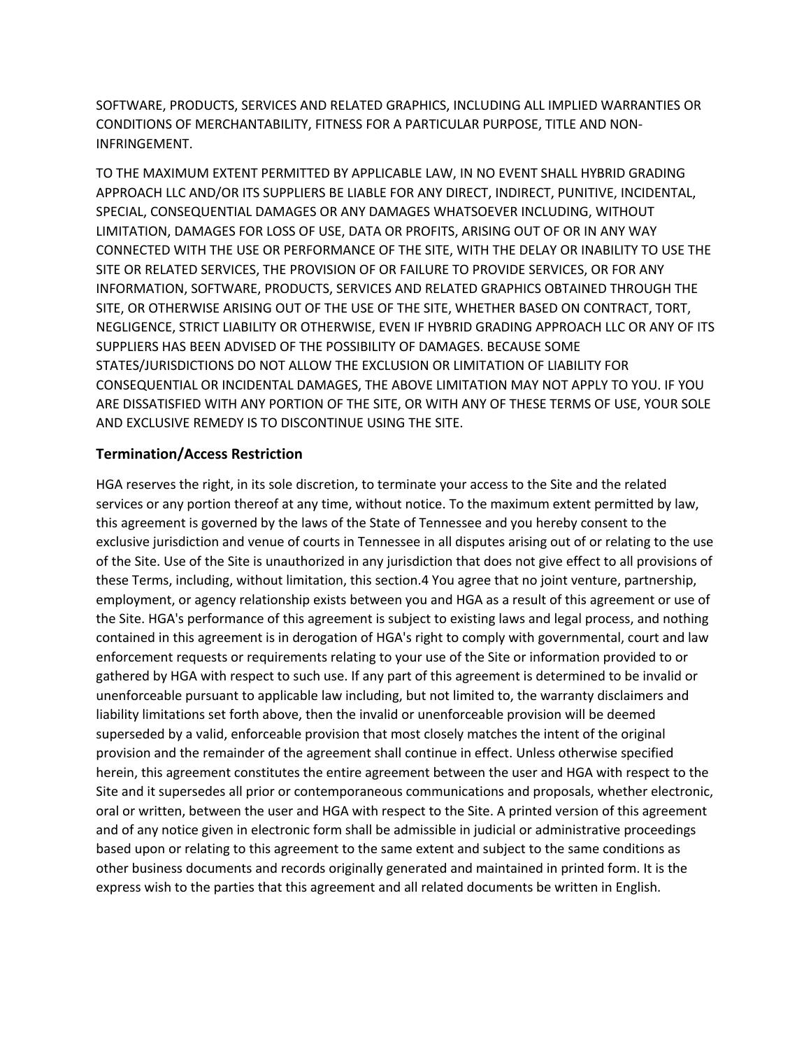SOFTWARE, PRODUCTS, SERVICES AND RELATED GRAPHICS, INCLUDING ALL IMPLIED WARRANTIES OR CONDITIONS OF MERCHANTABILITY, FITNESS FOR A PARTICULAR PURPOSE, TITLE AND NON-INFRINGEMENT.

TO THE MAXIMUM EXTENT PERMITTED BY APPLICABLE LAW, IN NO EVENT SHALL HYBRID GRADING APPROACH LLC AND/OR ITS SUPPLIERS BE LIABLE FOR ANY DIRECT, INDIRECT, PUNITIVE, INCIDENTAL, SPECIAL, CONSEQUENTIAL DAMAGES OR ANY DAMAGES WHATSOEVER INCLUDING, WITHOUT LIMITATION, DAMAGES FOR LOSS OF USE, DATA OR PROFITS, ARISING OUT OF OR IN ANY WAY CONNECTED WITH THE USE OR PERFORMANCE OF THE SITE, WITH THE DELAY OR INABILITY TO USE THE SITE OR RELATED SERVICES, THE PROVISION OF OR FAILURE TO PROVIDE SERVICES, OR FOR ANY INFORMATION, SOFTWARE, PRODUCTS, SERVICES AND RELATED GRAPHICS OBTAINED THROUGH THE SITE, OR OTHERWISE ARISING OUT OF THE USE OF THE SITE, WHETHER BASED ON CONTRACT, TORT, NEGLIGENCE, STRICT LIABILITY OR OTHERWISE, EVEN IF HYBRID GRADING APPROACH LLC OR ANY OF ITS SUPPLIERS HAS BEEN ADVISED OF THE POSSIBILITY OF DAMAGES. BECAUSE SOME STATES/JURISDICTIONS DO NOT ALLOW THE EXCLUSION OR LIMITATION OF LIABILITY FOR CONSEQUENTIAL OR INCIDENTAL DAMAGES, THE ABOVE LIMITATION MAY NOT APPLY TO YOU. IF YOU ARE DISSATISFIED WITH ANY PORTION OF THE SITE, OR WITH ANY OF THESE TERMS OF USE, YOUR SOLE AND EXCLUSIVE REMEDY IS TO DISCONTINUE USING THE SITE.

### Termination/Access Restriction

HGA reserves the right, in its sole discretion, to terminate your access to the Site and the related services or any portion thereof at any time, without notice. To the maximum extent permitted by law, this agreement is governed by the laws of the State of Tennessee and you hereby consent to the exclusive jurisdiction and venue of courts in Tennessee in all disputes arising out of or relating to the use of the Site. Use of the Site is unauthorized in any jurisdiction that does not give effect to all provisions of these Terms, including, without limitation, this section.4 You agree that no joint venture, partnership, employment, or agency relationship exists between you and HGA as a result of this agreement or use of the Site. HGA's performance of this agreement is subject to existing laws and legal process, and nothing contained in this agreement is in derogation of HGA's right to comply with governmental, court and law enforcement requests or requirements relating to your use of the Site or information provided to or gathered by HGA with respect to such use. If any part of this agreement is determined to be invalid or unenforceable pursuant to applicable law including, but not limited to, the warranty disclaimers and liability limitations set forth above, then the invalid or unenforceable provision will be deemed superseded by a valid, enforceable provision that most closely matches the intent of the original provision and the remainder of the agreement shall continue in effect. Unless otherwise specified herein, this agreement constitutes the entire agreement between the user and HGA with respect to the Site and it supersedes all prior or contemporaneous communications and proposals, whether electronic, oral or written, between the user and HGA with respect to the Site. A printed version of this agreement and of any notice given in electronic form shall be admissible in judicial or administrative proceedings based upon or relating to this agreement to the same extent and subject to the same conditions as other business documents and records originally generated and maintained in printed form. It is the express wish to the parties that this agreement and all related documents be written in English.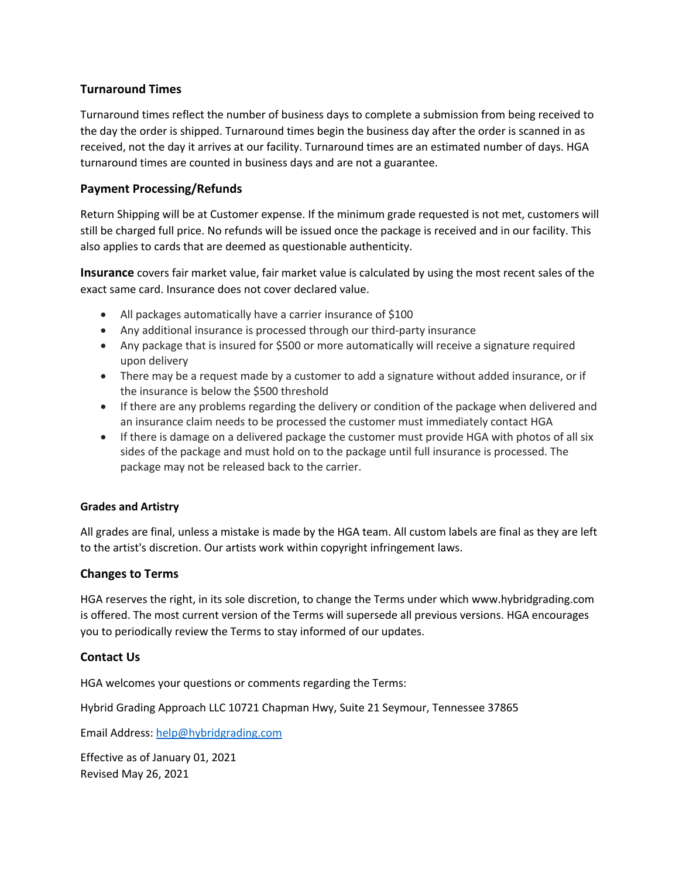## Turnaround Times

Turnaround times reflect the number of business days to complete a submission from being received to the day the order is shipped. Turnaround times begin the business day after the order is scanned in as received, not the day it arrives at our facility. Turnaround times are an estimated number of days. HGA turnaround times are counted in business days and are not a guarantee.

## Payment Processing/Refunds

Return Shipping will be at Customer expense. If the minimum grade requested is not met, customers will still be charged full price. No refunds will be issued once the package is received and in our facility. This also applies to cards that are deemed as questionable authenticity.

**Insurance** covers fair market value, fair market value is calculated by using the most recent sales of the exact same card. Insurance does not cover declared value.

- All packages automatically have a carrier insurance of $100
- Any additional insurance is processed through our third-party insurance
- Any package that is insured for $500 or more automatically will receive a signature required upon delivery
- There may be a request made by a customer to add a signature without added insurance, or if the insurance is below the $500 threshold
- If there are any problems regarding the delivery or condition of the package when delivered and an insurance claim needs to be processed the customer must immediately contact HGA
- If there is damage on a delivered package the customer must provide HGA with photos of all six sides of the package and must hold on to the package until full insurance is processed. The package may not be released back to the carrier.

### Grades and Artistry

All grades are final, unless a mistake is made by the HGA team. All custom labels are final as they are left to the artist's discretion. Our artists work within copyright infringement laws.

## Changes to Terms

HGA reserves the right, in its sole discretion, to change the Terms under which www.hybridgrading.com is offered. The most current version of the Terms will supersede all previous versions. HGA encourages you to periodically review the Terms to stay informed of our updates.

## Contact Us

HGA welcomes your questions or comments regarding the Terms:

Hybrid Grading Approach LLC 10721 Chapman Hwy, Suite 21 Seymour, Tennessee 37865

Email Address: help@hybridgrading.com

Effective as of January 01, 2021
Revised May 26, 2021